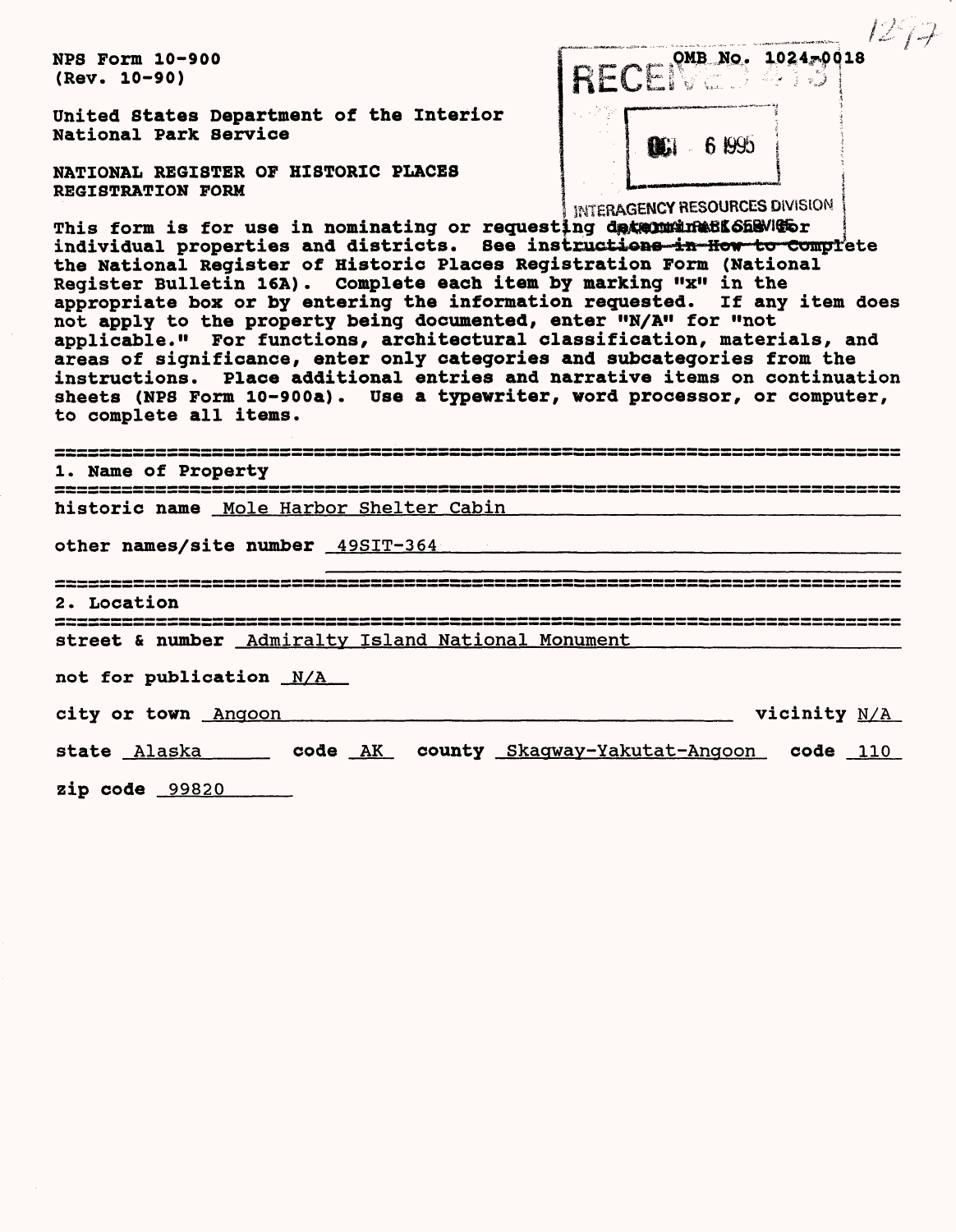NPS Form 10-900
(Rev. 10-90)

OMB No. 1024-0018

RECEIVED 413

OCT 6 1995

INTERAGENCY RESOURCES DIVISION
NATIONAL PARK SERVICE

United States Department of the Interior
National Park Service

# NATIONAL REGISTER OF HISTORIC PLACES REGISTRATION FORM

This form is for use in nominating or requesting determinations for individual properties and districts. See instructions in How to Complete the National Register of Historic Places Registration Form (National Register Bulletin 16A). Complete each item by marking "x" in the appropriate box or by entering the information requested. If any item does not apply to the property being documented, enter "N/A" for "not applicable." For functions, architectural classification, materials, and areas of significance, enter only categories and subcategories from the instructions. Place additional entries and narrative items on continuation sheets (NPS Form 10-900a). Use a typewriter, word processor, or computer, to complete all items.

## 1. Name of Property

historic name Mole Harbor Shelter Cabin

other names/site number 49SIT-364

## 2. Location

street & number Admiralty Island National Monument

not for publication N/A

city or town Angoon vicinity N/A

state Alaska code AK county Skagway-Yakutat-Angoon code 110

zip code 99820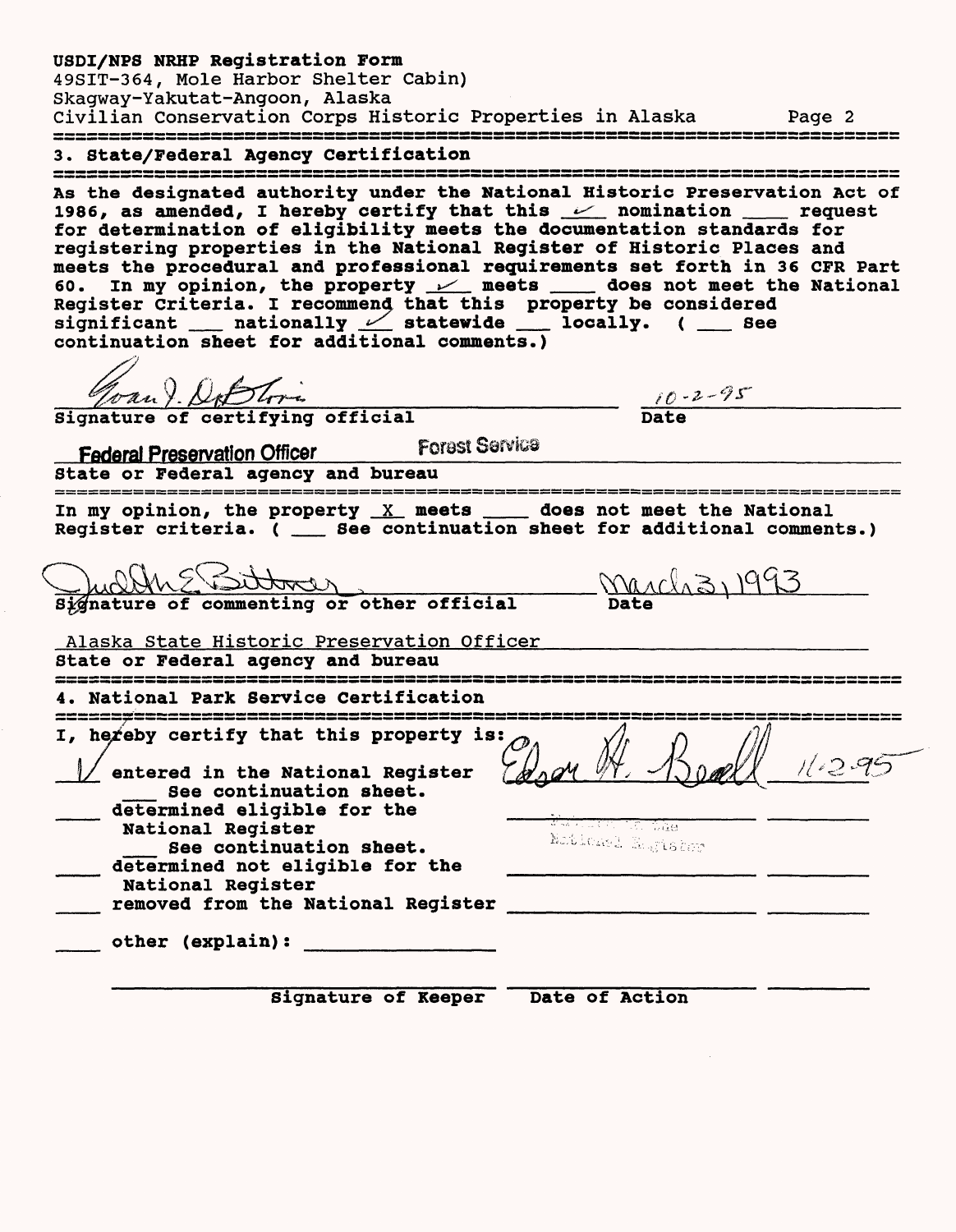USDI/NPS NRHP Registration Form
49SIT-364, Mole Harbor Shelter Cabin)
Skagway-Yakutat-Angoon, Alaska
Civilian Conservation Corps Historic Properties in Alaska

## 3. State/Federal Agency Certification

As the designated authority under the National Historic Preservation Act of 1986, as amended, I hereby certify that this ✓ nomination ___ request for determination of eligibility meets the documentation standards for registering properties in the National Register of Historic Places and meets the procedural and professional requirements set forth in 36 CFR Part 60. In my opinion, the property ✓ meets ___ does not meet the National Register Criteria. I recommend that this property be considered significant ___ nationally ✓ statewide ___ locally. ( ___ See continuation sheet for additional comments.)

Joan J. DeBlois — 10-2-95

Signature of certifying official — Date

Federal Preservation Officer, Forest Service

State or Federal agency and bureau

In my opinion, the property X meets ___ does not meet the National Register criteria. ( ___ See continuation sheet for additional comments.)

Judith E. Bittner — March 3, 1993

Signature of commenting or other official — Date

Alaska State Historic Preservation Officer

State or Federal agency and bureau

## 4. National Park Service Certification

I, hereby certify that this property is:

✓ entered in the National Register — Edson H. Beall — 11-2-95
___ See continuation sheet.
___ determined eligible for the National Register — Entered in the National Register
___ See continuation sheet.
___ determined not eligible for the National Register
___ removed from the National Register
___ other (explain): ________

Signature of Keeper — Date of Action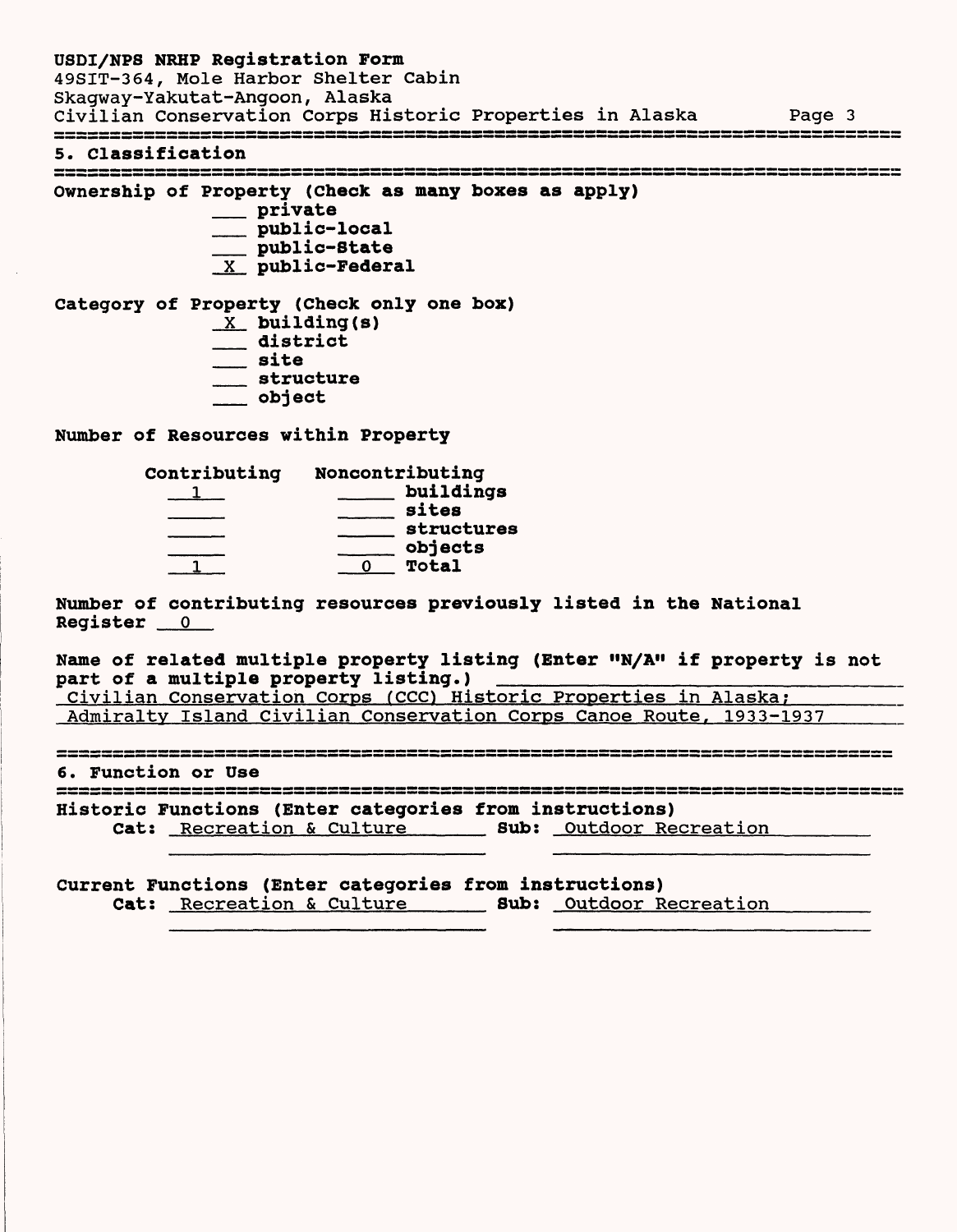## 5. Classification

**Ownership of Property (Check as many boxes as apply)**

- ___ private
- ___ public-local
- ___ public-State
- _X_ public-Federal

**Category of Property (Check only one box)**

- _X_ building(s)
- ___ district
- ___ site
- ___ structure
- ___ object

**Number of Resources within Property**

| Contributing | Noncontributing | |
|---|---|---|
| 1 | | buildings |
| | | sites |
| | | structures |
| | | objects |
| 1 | 0 | Total |

**Number of contributing resources previously listed in the National Register** 0

**Name of related multiple property listing (Enter "N/A" if property is not part of a multiple property listing.)**

Civilian Conservation Corps (CCC) Historic Properties in Alaska; Admiralty Island Civilian Conservation Corps Canoe Route, 1933-1937

## 6. Function or Use

**Historic Functions (Enter categories from instructions)**

**Cat:** Recreation & Culture **Sub:** Outdoor Recreation

**Current Functions (Enter categories from instructions)**

**Cat:** Recreation & Culture **Sub:** Outdoor Recreation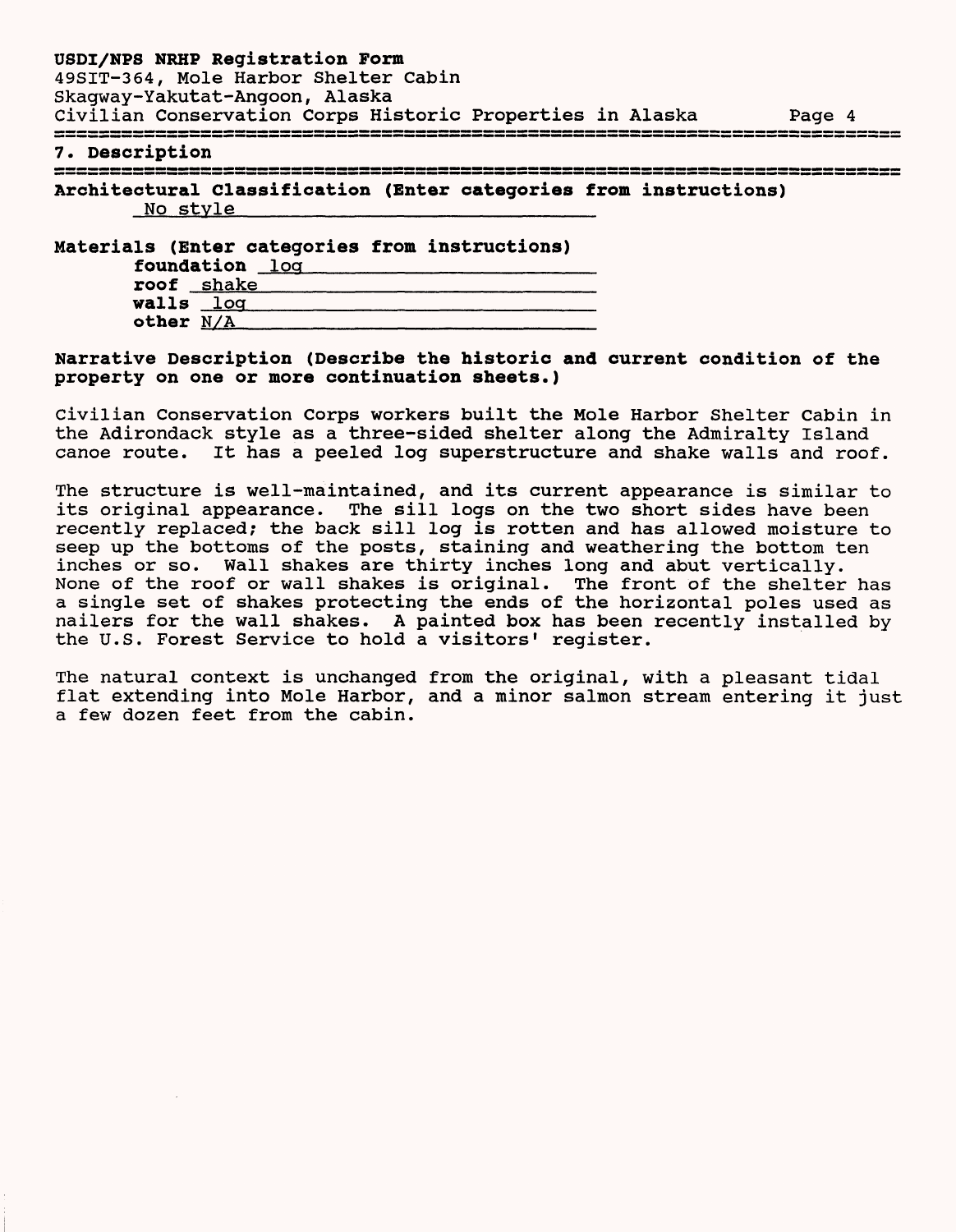## 7. Description

**Architectural Classification (Enter categories from instructions)**
No style

**Materials (Enter categories from instructions)**
- **foundation** log
- **roof** shake
- **walls** log
- **other** N/A

**Narrative Description (Describe the historic and current condition of the property on one or more continuation sheets.)**

Civilian Conservation Corps workers built the Mole Harbor Shelter Cabin in the Adirondack style as a three-sided shelter along the Admiralty Island canoe route. It has a peeled log superstructure and shake walls and roof.

The structure is well-maintained, and its current appearance is similar to its original appearance. The sill logs on the two short sides have been recently replaced; the back sill log is rotten and has allowed moisture to seep up the bottoms of the posts, staining and weathering the bottom ten inches or so. Wall shakes are thirty inches long and abut vertically. None of the roof or wall shakes is original. The front of the shelter has a single set of shakes protecting the ends of the horizontal poles used as nailers for the wall shakes. A painted box has been recently installed by the U.S. Forest Service to hold a visitors' register.

The natural context is unchanged from the original, with a pleasant tidal flat extending into Mole Harbor, and a minor salmon stream entering it just a few dozen feet from the cabin.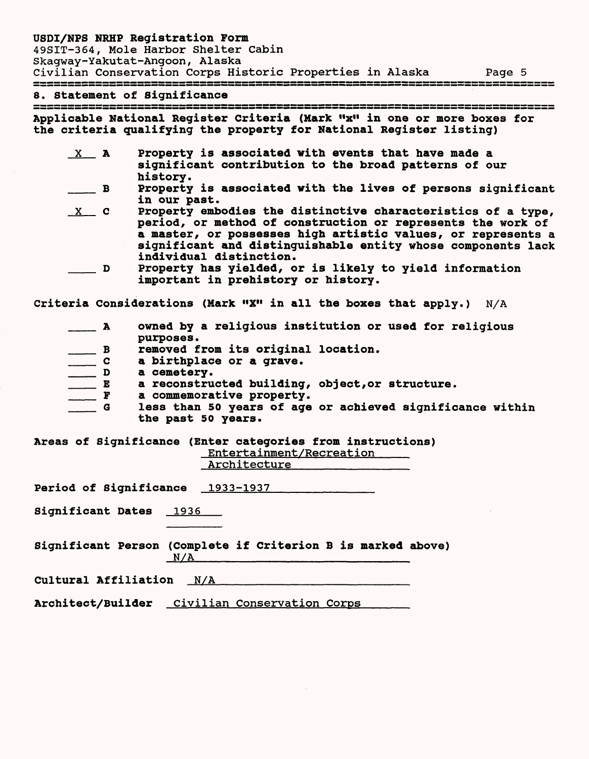USDI/NPS NRHP Registration Form
49SIT-364, Mole Harbor Shelter Cabin
Skagway-Yakutat-Angoon, Alaska
Civilian Conservation Corps Historic Properties in Alaska

## 8. Statement of Significance

**Applicable National Register Criteria (Mark "x" in one or more boxes for the criteria qualifying the property for National Register listing)**

- _X_ **A** Property is associated with events that have made a significant contribution to the broad patterns of our history.
- ___ **B** Property is associated with the lives of persons significant in our past.
- _X_ **C** Property embodies the distinctive characteristics of a type, period, or method of construction or represents the work of a master, or possesses high artistic values, or represents a significant and distinguishable entity whose components lack individual distinction.
- ___ **D** Property has yielded, or is likely to yield information important in prehistory or history.

**Criteria Considerations (Mark "X" in all the boxes that apply.)** N/A

- ___ **A** owned by a religious institution or used for religious purposes.
- ___ **B** removed from its original location.
- ___ **C** a birthplace or a grave.
- ___ **D** a cemetery.
- ___ **E** a reconstructed building, object,or structure.
- ___ **F** a commemorative property.
- ___ **G** less than 50 years of age or achieved significance within the past 50 years.

**Areas of Significance (Enter categories from instructions)**
Entertainment/Recreation
Architecture

**Period of Significance** 1933-1937

**Significant Dates** 1936

**Significant Person (Complete if Criterion B is marked above)**
N/A

**Cultural Affiliation** N/A

**Architect/Builder** Civilian Conservation Corps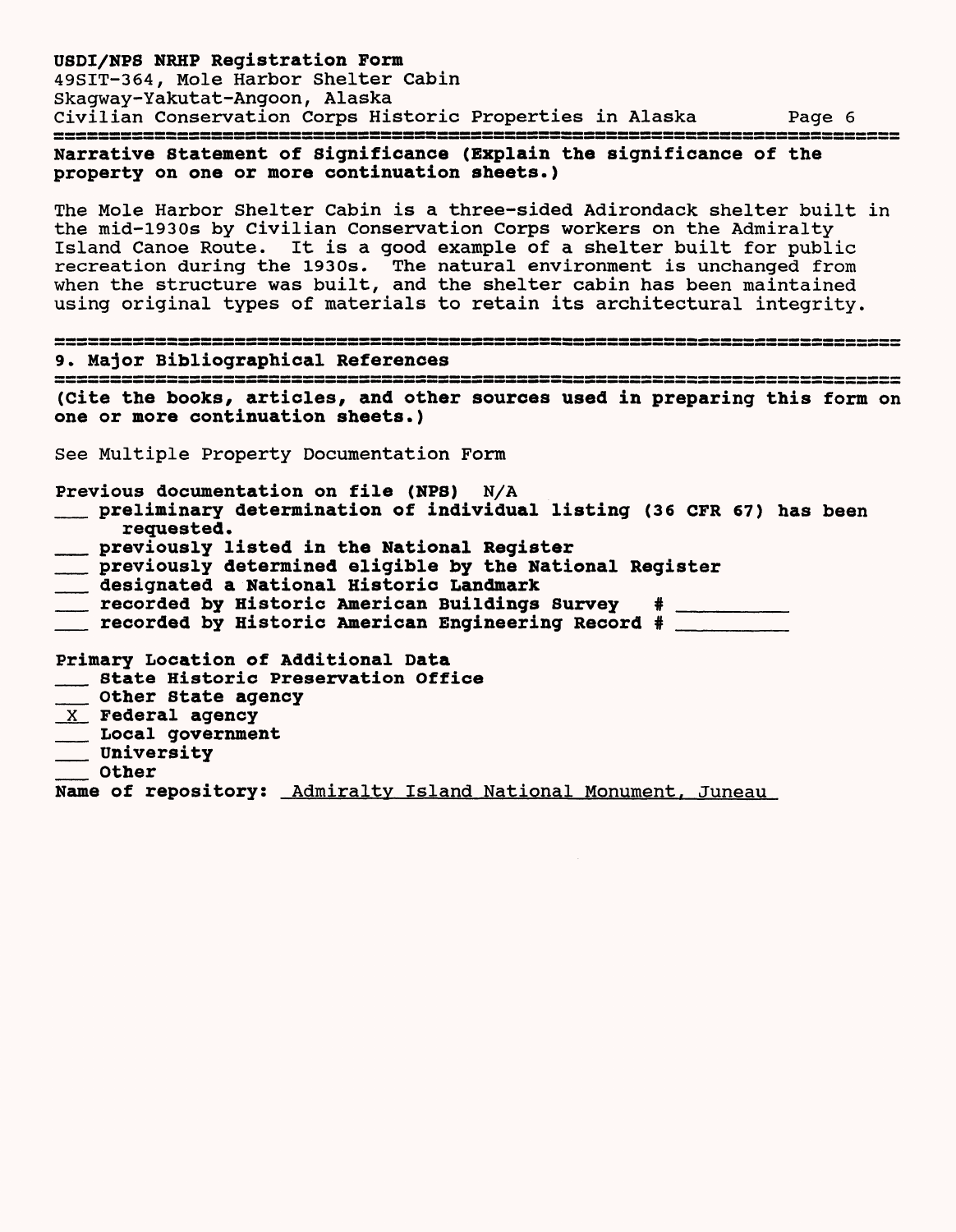**Narrative Statement of Significance (Explain the significance of the property on one or more continuation sheets.)**

The Mole Harbor Shelter Cabin is a three-sided Adirondack shelter built in the mid-1930s by Civilian Conservation Corps workers on the Admiralty Island Canoe Route. It is a good example of a shelter built for public recreation during the 1930s. The natural environment is unchanged from when the structure was built, and the shelter cabin has been maintained using original types of materials to retain its architectural integrity.

## 9. Major Bibliographical References

**(Cite the books, articles, and other sources used in preparing this form on one or more continuation sheets.)**

See Multiple Property Documentation Form

**Previous documentation on file (NPS)** N/A

- ___ **preliminary determination of individual listing (36 CFR 67) has been requested.**
- ___ **previously listed in the National Register**
- ___ **previously determined eligible by the National Register**
- ___ **designated a National Historic Landmark**
- ___ **recorded by Historic American Buildings Survey # ________**
- ___ **recorded by Historic American Engineering Record # ________**

**Primary Location of Additional Data**

- ___ **State Historic Preservation Office**
- ___ **Other State agency**
- _X_ **Federal agency**
- ___ **Local government**
- ___ **University**
- ___ **Other**

**Name of repository:** Admiralty Island National Monument, Juneau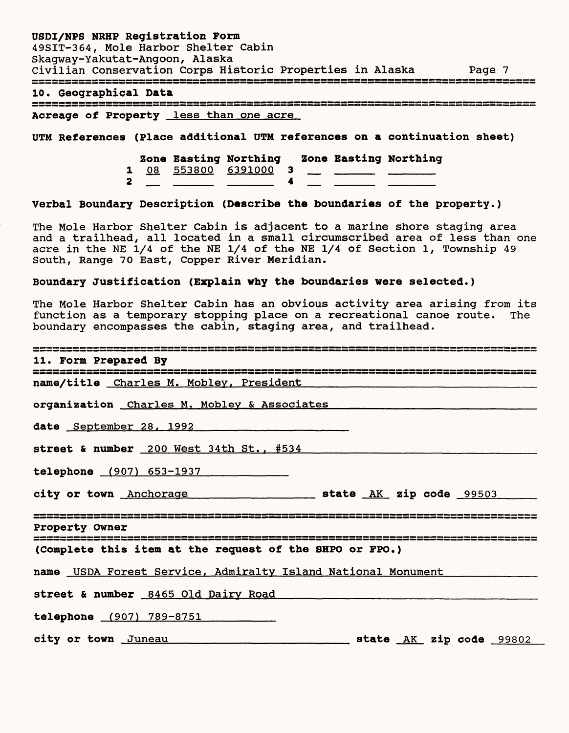## 10. Geographical Data

**Acreage of Property** less than one acre

**UTM References** (Place additional UTM references on a continuation sheet)

| | Zone | Easting | Northing | | Zone | Easting | Northing |
|---|---|---|---|---|---|---|---|
| 1 | 08 | 553800 | 6391000 | 3 | | | |
| 2 | | | | 4 | | | |

**Verbal Boundary Description** (Describe the boundaries of the property.)

The Mole Harbor Shelter Cabin is adjacent to a marine shore staging area and a trailhead, all located in a small circumscribed area of less than one acre in the NE 1/4 of the NE 1/4 of the NE 1/4 of Section 1, Township 49 South, Range 70 East, Copper River Meridian.

**Boundary Justification** (Explain why the boundaries were selected.)

The Mole Harbor Shelter Cabin has an obvious activity area arising from its function as a temporary stopping place on a recreational canoe route. The boundary encompasses the cabin, staging area, and trailhead.

## 11. Form Prepared By

**name/title** Charles M. Mobley, President

**organization** Charles M. Mobley & Associates

**date** September 28, 1992

**street & number** 200 West 34th St., #534

**telephone** (907) 653-1937

**city or town** Anchorage **state** AK **zip code** 99503

## Property Owner

(Complete this item at the request of the SHPO or FPO.)

**name** USDA Forest Service, Admiralty Island National Monument

**street & number** 8465 Old Dairy Road

**telephone** (907) 789-8751

**city or town** Juneau **state** AK **zip code** 99802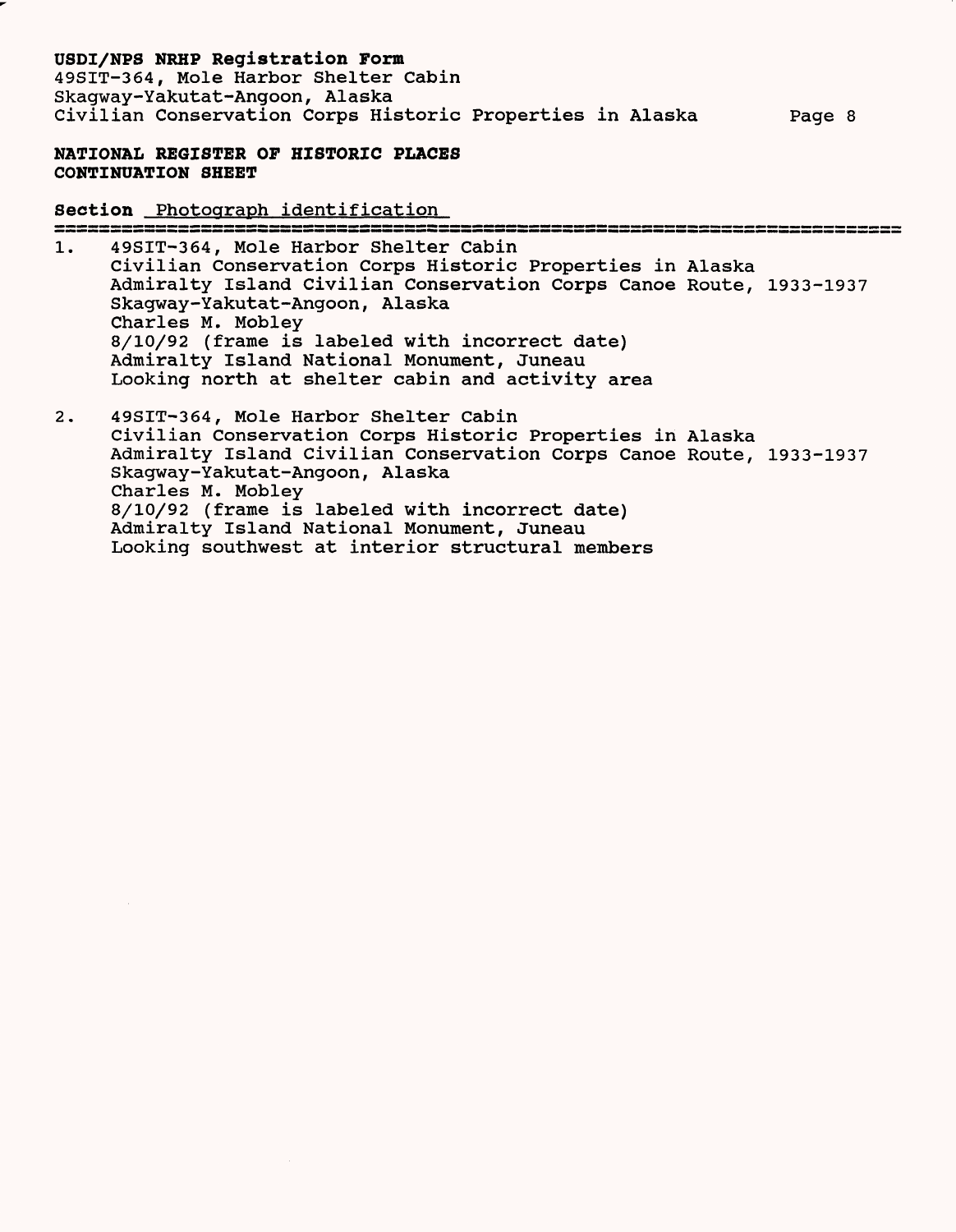**NATIONAL REGISTER OF HISTORIC PLACES**
**CONTINUATION SHEET**

**Section** Photograph identification

1. 49SIT-364, Mole Harbor Shelter Cabin
   Civilian Conservation Corps Historic Properties in Alaska
   Admiralty Island Civilian Conservation Corps Canoe Route, 1933-1937
   Skagway-Yakutat-Angoon, Alaska
   Charles M. Mobley
   8/10/92 (frame is labeled with incorrect date)
   Admiralty Island National Monument, Juneau
   Looking north at shelter cabin and activity area

2. 49SIT-364, Mole Harbor Shelter Cabin
   Civilian Conservation Corps Historic Properties in Alaska
   Admiralty Island Civilian Conservation Corps Canoe Route, 1933-1937
   Skagway-Yakutat-Angoon, Alaska
   Charles M. Mobley
   8/10/92 (frame is labeled with incorrect date)
   Admiralty Island National Monument, Juneau
   Looking southwest at interior structural members